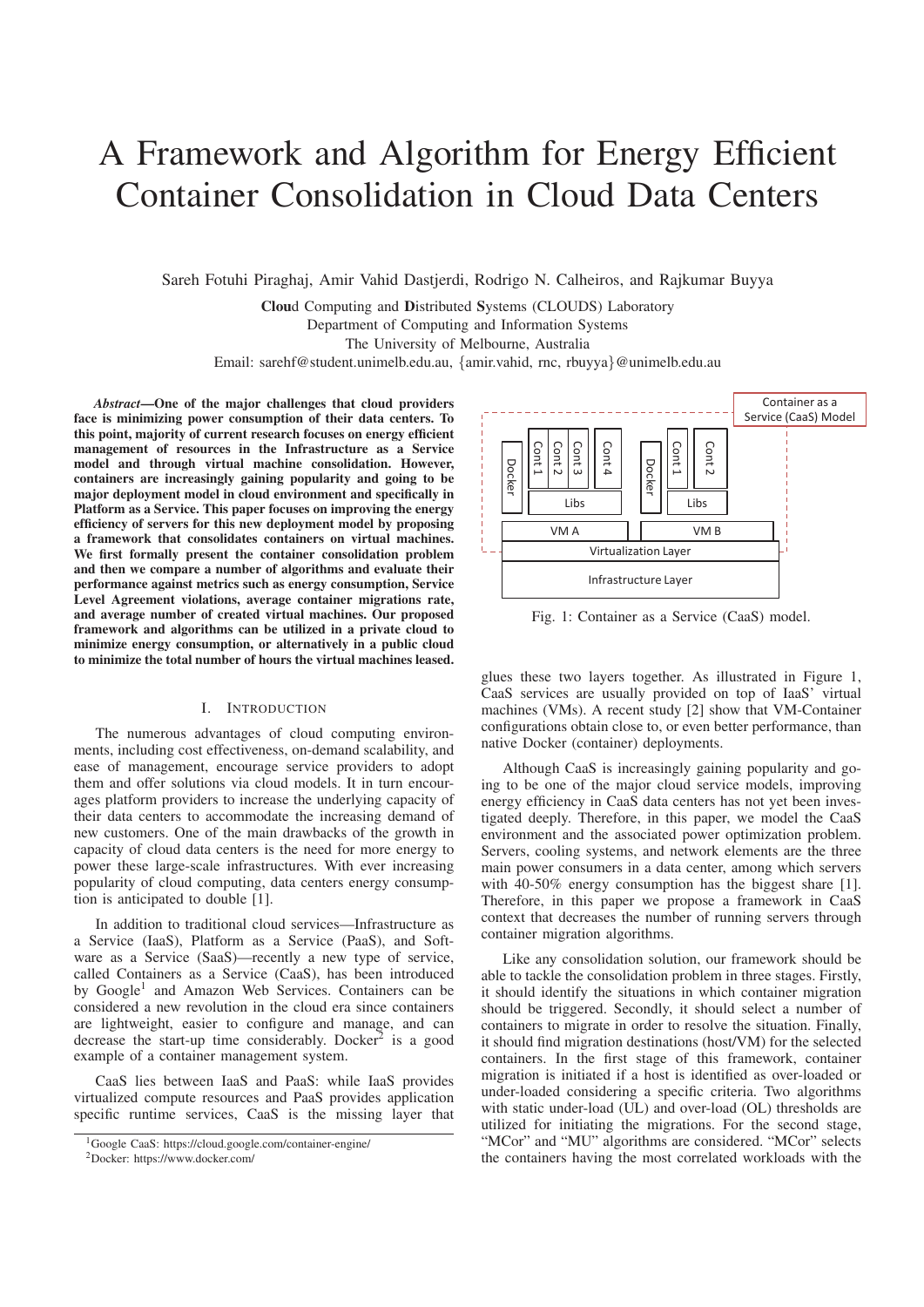# A Framework and Algorithm for Energy Efficient Container Consolidation in Cloud Data Centers

Sareh Fotuhi Piraghaj, Amir Vahid Dastjerdi, Rodrigo N. Calheiros, and Rajkumar Buyya

**Clou**d Computing and **D**istributed **S**ystems (CLOUDS) Laboratory
Department of Computing and Information Systems
The University of Melbourne, Australia
Email: sarehf@student.unimelb.edu.au, {amir.vahid, rnc, rbuyya}@unimelb.edu.au

***Abstract*—One of the major challenges that cloud providers face is minimizing power consumption of their data centers. To this point, majority of current research focuses on energy efficient management of resources in the Infrastructure as a Service model and through virtual machine consolidation. However, containers are increasingly gaining popularity and going to be major deployment model in cloud environment and specifically in Platform as a Service. This paper focuses on improving the energy efficiency of servers for this new deployment model by proposing a framework that consolidates containers on virtual machines. We first formally present the container consolidation problem and then we compare a number of algorithms and evaluate their performance against metrics such as energy consumption, Service Level Agreement violations, average container migrations rate, and average number of created virtual machines. Our proposed framework and algorithms can be utilized in a private cloud to minimize energy consumption, or alternatively in a public cloud to minimize the total number of hours the virtual machines leased.**

## I. Introduction

The numerous advantages of cloud computing environments, including cost effectiveness, on-demand scalability, and ease of management, encourage service providers to adopt them and offer solutions via cloud models. It in turn encourages platform providers to increase the underlying capacity of their data centers to accommodate the increasing demand of new customers. One of the main drawbacks of the growth in capacity of cloud data centers is the need for more energy to power these large-scale infrastructures. With ever increasing popularity of cloud computing, data centers energy consumption is anticipated to double [1].

In addition to traditional cloud services—Infrastructure as a Service (IaaS), Platform as a Service (PaaS), and Software as a Service (SaaS)—recently a new type of service, called Containers as a Service (CaaS), has been introduced by Google[1] and Amazon Web Services. Containers can be considered a new revolution in the cloud era since containers are lightweight, easier to configure and manage, and can decrease the start-up time considerably. Docker[2] is a good example of a container management system.

CaaS lies between IaaS and PaaS: while IaaS provides virtualized compute resources and PaaS provides application specific runtime services, CaaS is the missing layer that glues these two layers together. As illustrated in Figure 1, CaaS services are usually provided on top of IaaS' virtual machines (VMs). A recent study [2] show that VM-Container configurations obtain close to, or even better performance, than native Docker (container) deployments.

Container as a Service (CaaS) Model
Docker
Cont 1
Cont 2
Cont 3
Cont 4
Libs
Docker
Cont 1
Cont 2
Libs
VM A
VM B
Virtualization Layer
Infrastructure Layer

Fig. 1: Container as a Service (CaaS) model.

Although CaaS is increasingly gaining popularity and going to be one of the major cloud service models, improving energy efficiency in CaaS data centers has not yet been investigated deeply. Therefore, in this paper, we model the CaaS environment and the associated power optimization problem. Servers, cooling systems, and network elements are the three main power consumers in a data center, among which servers with 40-50% energy consumption has the biggest share [1]. Therefore, in this paper we propose a framework in CaaS context that decreases the number of running servers through container migration algorithms.

Like any consolidation solution, our framework should be able to tackle the consolidation problem in three stages. Firstly, it should identify the situations in which container migration should be triggered. Secondly, it should select a number of containers to migrate in order to resolve the situation. Finally, it should find migration destinations (host/VM) for the selected containers. In the first stage of this framework, container migration is initiated if a host is identified as over-loaded or under-loaded considering a specific criteria. Two algorithms with static under-load (UL) and over-load (OL) thresholds are utilized for initiating the migrations. For the second stage, "MCor" and "MU" algorithms are considered. "MCor" selects the containers having the most correlated workloads with the

[1]Google CaaS: https://cloud.google.com/container-engine/
[2]Docker: https://www.docker.com/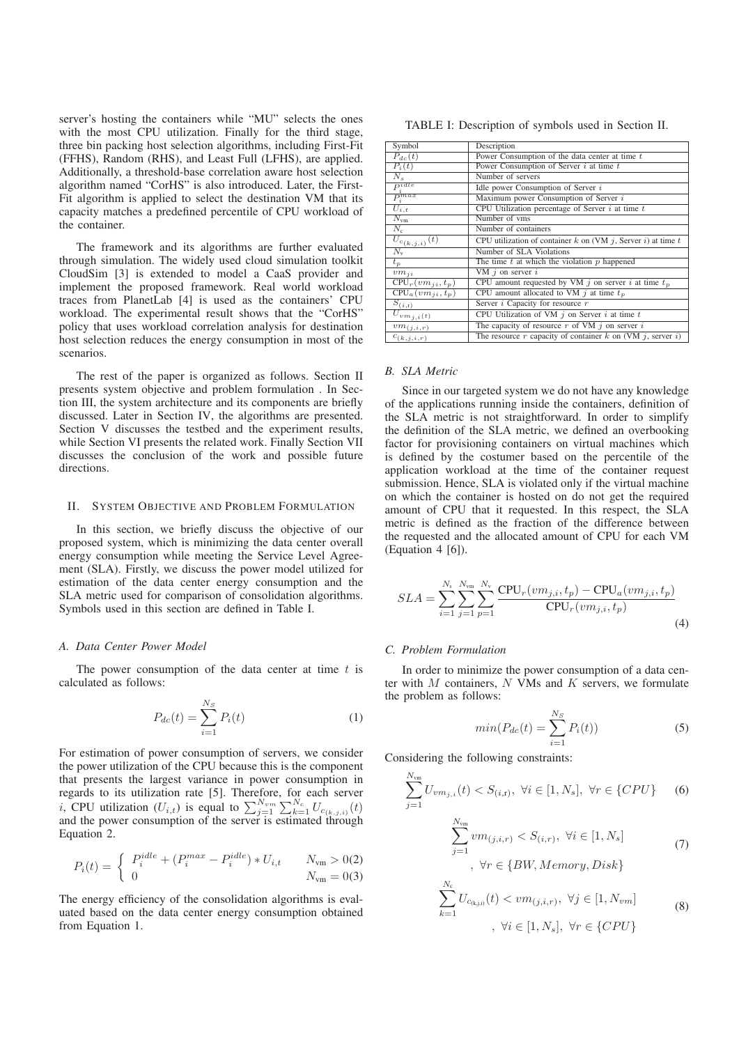server's hosting the containers while "MU" selects the ones with the most CPU utilization. Finally for the third stage, three bin packing host selection algorithms, including First-Fit (FFHS), Random (RHS), and Least Full (LFHS), are applied. Additionally, a threshold-base correlation aware host selection algorithm named "CorHS" is also introduced. Later, the First-Fit algorithm is applied to select the destination VM that its capacity matches a predefined percentile of CPU workload of the container.

The framework and its algorithms are further evaluated through simulation. The widely used cloud simulation toolkit CloudSim [3] is extended to model a CaaS provider and implement the proposed framework. Real world workload traces from PlanetLab [4] is used as the containers' CPU workload. The experimental result shows that the "CorHS" policy that uses workload correlation analysis for destination host selection reduces the energy consumption in most of the scenarios.

The rest of the paper is organized as follows. Section II presents system objective and problem formulation . In Section III, the system architecture and its components are briefly discussed. Later in Section IV, the algorithms are presented. Section V discusses the testbed and the experiment results, while Section VI presents the related work. Finally Section VII discusses the conclusion of the work and possible future directions.

## II. System Objective and Problem Formulation

In this section, we briefly discuss the objective of our proposed system, which is minimizing the data center overall energy consumption while meeting the Service Level Agreement (SLA). Firstly, we discuss the power model utilized for estimation of the data center energy consumption and the SLA metric used for comparison of consolidation algorithms. Symbols used in this section are defined in Table I.

### A. Data Center Power Model

The power consumption of the data center at time $t$ is calculated as follows:

$$P_{dc}(t) = \sum_{i=1}^{N_S} P_i(t) \tag{1}$$

For estimation of power consumption of servers, we consider the power utilization of the CPU because this is the component that presents the largest variance in power consumption in regards to its utilization rate [5]. Therefore, for each server $i$, CPU utilization ($U_{i,t}$) is equal to $\sum_{j=1}^{N_{vm}} \sum_{k=1}^{N_c} U_{c_{(k,j,i)}}(t)$ and the power consumption of the server is estimated through Equation 2.

$$P_i(t) = \begin{cases} P_i^{idle} + (P_i^{max} - P_i^{idle}) * U_{i,t} & N_{\text{vm}} > 0 \quad (2) \\ 0 & N_{\text{vm}} = 0 \quad (3) \end{cases}$$

The energy efficiency of the consolidation algorithms is evaluated based on the data center energy consumption obtained from Equation 1.

TABLE I: Description of symbols used in Section II.

| Symbol | Description |
|---|---|
| $P_{dc}(t)$ | Power Consumption of the data center at time $t$ |
| $P_i(t)$ | Power Consumption of Server $i$ at time $t$ |
| $N_s$ | Number of servers |
| $P_i^{idle}$ | Idle power Consumption of Server $i$ |
| $P_i^{max}$ | Maximum power Consumption of Server $i$ |
| $U_{i,t}$ | CPU Utilization percentage of Server $i$ at time $t$ |
| $N_{\text{vm}}$ | Number of vms |
| $N_{\text{c}}$ | Number of containers |
| $U_{c_{(k,j,i)}}(t)$ | CPU utilization of container $k$ on (VM $j$, Server $i$) at time $t$ |
| $N_{\text{v}}$ | Number of SLA Violations |
| $t_p$ | The time $t$ at which the violation $p$ happened |
| $vm_{ji}$ | VM $j$ on server $i$ |
| $\text{CPU}_r(vm_{ji}, t_p)$ | CPU amount requested by VM $j$ on server $i$ at time $t_p$ |
| $\text{CPU}_a(vm_{ji}, t_p)$ | CPU amount allocated to VM $j$ at time $t_p$ |
| $S_{(i,t)}$ | Server $i$ Capacity for resource $r$ |
| $U_{vm_{j,i}(t)}$ | CPU Utilization of VM $j$ on Server $i$ at time $t$ |
| $vm_{(j,i,r)}$ | The capacity of resource $r$ of VM $j$ on server $i$ |
| $c_{(k,j,i,r)}$ | The resource $r$ capacity of container $k$ on (VM $j$, server $i$) |

### B. SLA Metric

Since in our targeted system we do not have any knowledge of the applications running inside the containers, definition of the SLA metric is not straightforward. In order to simplify the definition of the SLA metric, we defined an overbooking factor for provisioning containers on virtual machines which is defined by the costumer based on the percentile of the application workload at the time of the container request submission. Hence, SLA is violated only if the virtual machine on which the container is hosted on do not get the required amount of CPU that it requested. In this respect, the SLA metric is defined as the fraction of the difference between the requested and the allocated amount of CPU for each VM (Equation 4 [6]).

$$SLA = \sum_{i=1}^{N_s} \sum_{j=1}^{N_{\text{vm}}} \sum_{p=1}^{N_{\text{v}}} \frac{\text{CPU}_r(vm_{j,i}, t_p) - \text{CPU}_a(vm_{j,i}, t_p)}{\text{CPU}_r(vm_{j,i}, t_p)} \tag{4}$$

### C. Problem Formulation

In order to minimize the power consumption of a data center with $M$ containers, $N$ VMs and $K$ servers, we formulate the problem as follows:

$$min(P_{dc}(t) = \sum_{i=1}^{N_S} P_i(t)) \tag{5}$$

Considering the following constraints:

$$\sum_{j=1}^{N_{\text{vm}}} U_{vm_{j,i}}(t) < S_{(i,\text{r})}, \ \forall i \in [1, N_s], \ \forall r \in \{CPU\} \tag{6}$$

$$\sum_{j=1}^{N_{\text{vm}}} vm_{(j,i,r)} < S_{(i,r)}, \ \forall i \in [1, N_s], \ \forall r \in \{BW, Memory, Disk\} \tag{7}$$

$$\sum_{k=1}^{N_{\text{c}}} U_{c_{(k,j,i)}}(t) < vm_{(j,i,r)}, \ \forall j \in [1, N_{vm}], \ \forall i \in [1, N_s], \ \forall r \in \{CPU\} \tag{8}$$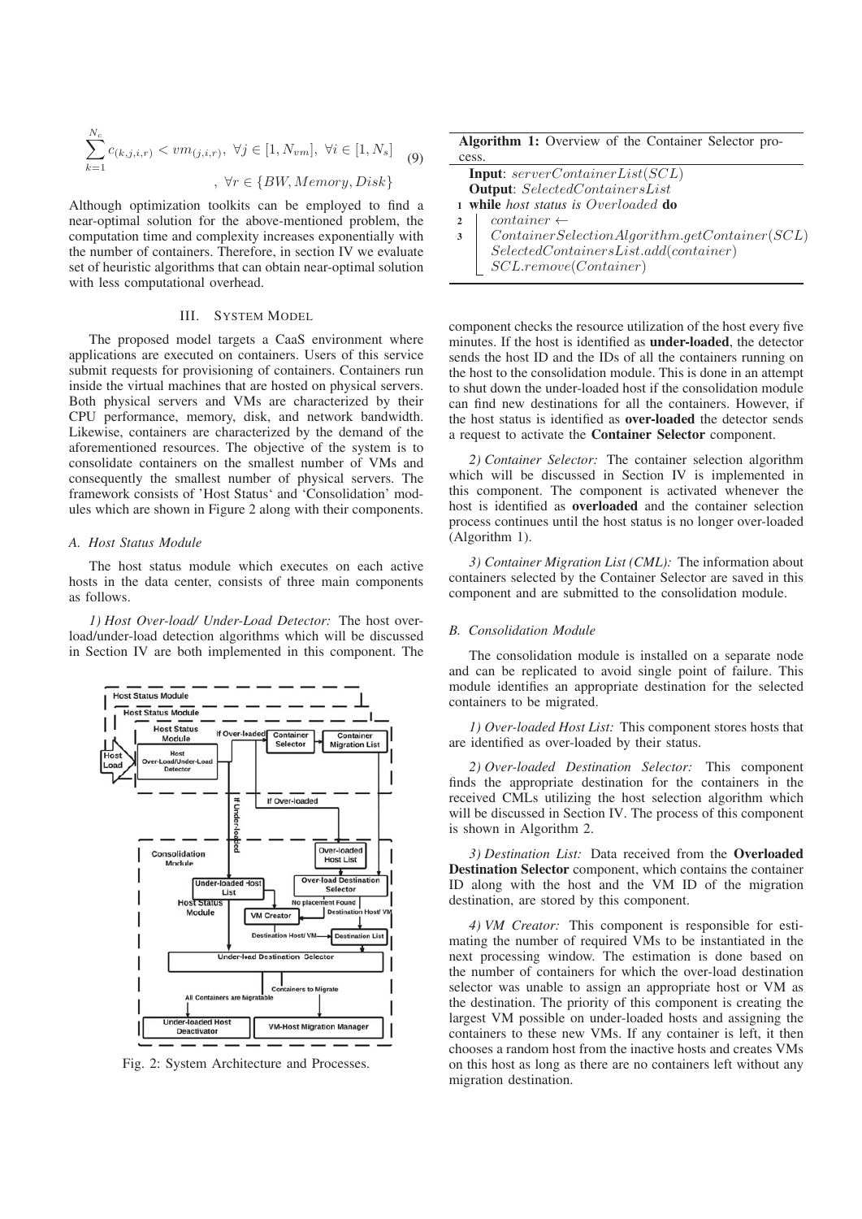$$\sum_{k=1}^{N_c} c_{(k,j,i,r)} < vm_{(j,i,r)},\ \forall j \in [1, N_{vm}],\ \forall i \in [1, N_s] \\ ,\ \forall r \in \{BW, Memory, Disk\} \tag{9}$$

Although optimization toolkits can be employed to find a near-optimal solution for the above-mentioned problem, the computation time and complexity increases exponentially with the number of containers. Therefore, in section IV we evaluate set of heuristic algorithms that can obtain near-optimal solution with less computational overhead.

## III. System Model

The proposed model targets a CaaS environment where applications are executed on containers. Users of this service submit requests for provisioning of containers. Containers run inside the virtual machines that are hosted on physical servers. Both physical servers and VMs are characterized by their CPU performance, memory, disk, and network bandwidth. Likewise, containers are characterized by the demand of the aforementioned resources. The objective of the system is to consolidate containers on the smallest number of VMs and consequently the smallest number of physical servers. The framework consists of 'Host Status' and 'Consolidation' modules which are shown in Figure 2 along with their components.

### A. Host Status Module

The host status module which executes on each active hosts in the data center, consists of three main components as follows.

*1) Host Over-load/ Under-Load Detector:* The host over-load/under-load detection algorithms which will be discussed in Section IV are both implemented in this component. The

Fig. 2: System Architecture and Processes.

**Algorithm 1:** Overview of the Container Selector process.

```
Input: serverContainerList(SCL)
Output: SelectedContainersList
1 while host status is Overloaded do
2     container ←
3     ContainerSelectionAlgorithm.getContainer(SCL)
      SelectedContainersList.add(container)
      SCL.remove(Container)
```

component checks the resource utilization of the host every five minutes. If the host is identified as **under-loaded**, the detector sends the host ID and the IDs of all the containers running on the host to the consolidation module. This is done in an attempt to shut down the under-loaded host if the consolidation module can find new destinations for all the containers. However, if the host status is identified as **over-loaded** the detector sends a request to activate the **Container Selector** component.

*2) Container Selector:* The container selection algorithm which will be discussed in Section IV is implemented in this component. The component is activated whenever the host is identified as **overloaded** and the container selection process continues until the host status is no longer over-loaded (Algorithm 1).

*3) Container Migration List (CML):* The information about containers selected by the Container Selector are saved in this component and are submitted to the consolidation module.

### B. Consolidation Module

The consolidation module is installed on a separate node and can be replicated to avoid single point of failure. This module identifies an appropriate destination for the selected containers to be migrated.

*1) Over-loaded Host List:* This component stores hosts that are identified as over-loaded by their status.

*2) Over-loaded Destination Selector:* This component finds the appropriate destination for the containers in the received CMLs utilizing the host selection algorithm which will be discussed in Section IV. The process of this component is shown in Algorithm 2.

*3) Destination List:* Data received from the **Overloaded Destination Selector** component, which contains the container ID along with the host and the VM ID of the migration destination, are stored by this component.

*4) VM Creator:* This component is responsible for estimating the number of required VMs to be instantiated in the next processing window. The estimation is done based on the number of containers for which the over-load destination selector was unable to assign an appropriate host or VM as the destination. The priority of this component is creating the largest VM possible on under-loaded hosts and assigning the containers to these new VMs. If any container is left, it then chooses a random host from the inactive hosts and creates VMs on this host as long as there are no containers left without any migration destination.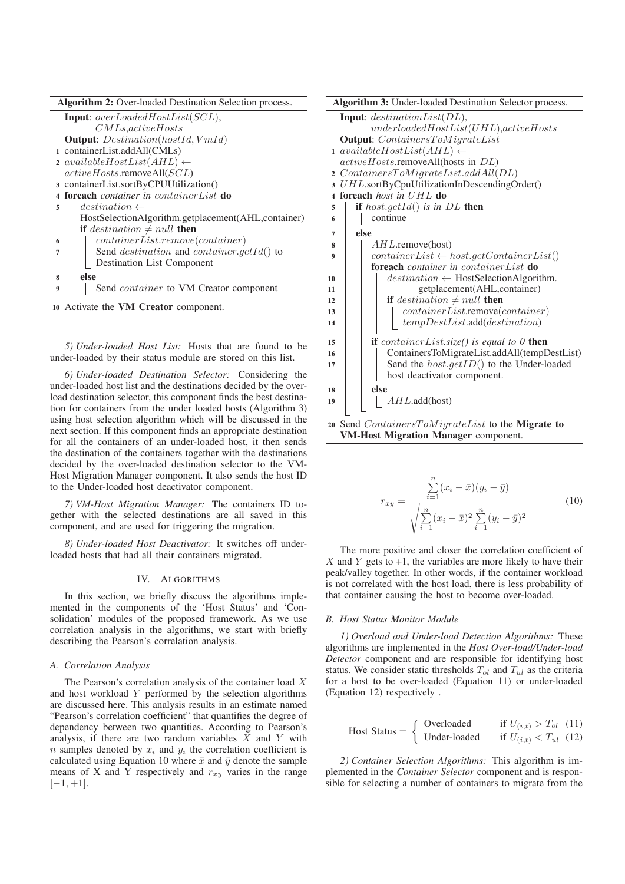**Algorithm 2:** Over-loaded Destination Selection process.

```
Input: overLoadedHostList(SCL),
       CMLs, activeHosts
Output: Destination(hostId, VmId)
1  containerList.addAll(CMLs)
2  availableHostList(AHL) ←
   activeHosts.removeAll(SCL)
3  containerList.sortByCPUUtilization()
4  foreach container in containerList do
5      destination ←
       HostSelectionAlgorithm.getplacement(AHL,container)
       if destination ≠ null then
6          containerList.remove(container)
7          Send destination and container.getId() to
           Destination List Component
8      else
9          Send container to VM Creator component
10 Activate the VM Creator component.
```

*5) Under-loaded Host List:* Hosts that are found to be under-loaded by their status module are stored on this list.

*6) Under-loaded Destination Selector:* Considering the under-loaded host list and the destinations decided by the overload destination selector, this component finds the best destination for containers from the under loaded hosts (Algorithm 3) using host selection algorithm which will be discussed in the next section. If this component finds an appropriate destination for all the containers of an under-loaded host, it then sends the destination of the containers together with the destinations decided by the over-loaded destination selector to the VM-Host Migration Manager component. It also sends the host ID to the Under-loaded host deactivator component.

*7) VM-Host Migration Manager:* The containers ID together with the selected destinations are all saved in this component, and are used for triggering the migration.

*8) Under-loaded Host Deactivator:* It switches off underloaded hosts that had all their containers migrated.

**Algorithm 3:** Under-loaded Destination Selector process.

```
Input: destinationList(DL),
       underloadedHostList(UHL), activeHosts
Output: ContainersToMigrateList
1  availableHostList(AHL) ←
   activeHosts.removeAll(hosts in DL)
2  ContainersToMigrateList.addAll(DL)
3  UHL.sortByCpuUtilizationInDescendingOrder()
4  foreach host in UHL do
5      if host.getId() is in DL then
6          continue
7      else
8          AHL.remove(host)
9          containerList ← host.getContainerList()
           foreach container in containerList do
10             destination ← HostSelectionAlgorithm.
11                 getplacement(AHL,container)
12             if destination ≠ null then
13                 containerList.remove(container)
14                 tempDestList.add(destination)
15         if containerList.size() is equal to 0 then
16             ContainersToMigrateList.addAll(tempDestList)
17             Send the host.getID() to the Under-loaded
               host deactivator component.
18         else
19             AHL.add(host)
20 Send ContainersToMigrateList to the Migrate to
   VM-Host Migration Manager component.
```

## IV. Algorithms

In this section, we briefly discuss the algorithms implemented in the components of the 'Host Status' and 'Consolidation' modules of the proposed framework. As we use correlation analysis in the algorithms, we start with briefly describing the Pearson's correlation analysis.

### A. Correlation Analysis

The Pearson's correlation analysis of the container load $X$ and host workload $Y$ performed by the selection algorithms are discussed here. This analysis results in an estimate named "Pearson's correlation coefficient" that quantifies the degree of dependency between two quantities. According to Pearson's analysis, if there are two random variables $X$ and $Y$ with $n$ samples denoted by $x_i$ and $y_i$ the correlation coefficient is calculated using Equation 10 where $\bar{x}$ and $\bar{y}$ denote the sample means of X and Y respectively and $r_{xy}$ varies in the range $[-1, +1]$.

$$r_{xy} = \frac{\sum_{i=1}^{n}(x_i - \bar{x})(y_i - \bar{y})}{\sqrt{\sum_{i=1}^{n}(x_i - \bar{x})^2 \sum_{i=1}^{n}(y_i - \bar{y})^2}} \tag{10}$$

The more positive and closer the correlation coefficient of $X$ and $Y$ gets to +1, the variables are more likely to have their peak/valley together. In other words, if the container workload is not correlated with the host load, there is less probability of that container causing the host to become over-loaded.

### B. Host Status Monitor Module

*1) Overload and Under-load Detection Algorithms:* These algorithms are implemented in the *Host Over-load/Under-load Detector* component and are responsible for identifying host status. We consider static thresholds $T_{ol}$ and $T_{ul}$ as the criteria for a host to be over-loaded (Equation 11) or under-loaded (Equation 12) respectively .

$$\text{Host Status} = \begin{cases} \text{Overloaded} & \text{if } U_{(i,t)} > T_{ol} \quad (11) \\ \text{Under-loaded} & \text{if } U_{(i,t)} < T_{ul} \quad (12) \end{cases}$$

*2) Container Selection Algorithms:* This algorithm is implemented in the *Container Selector* component and is responsible for selecting a number of containers to migrate from the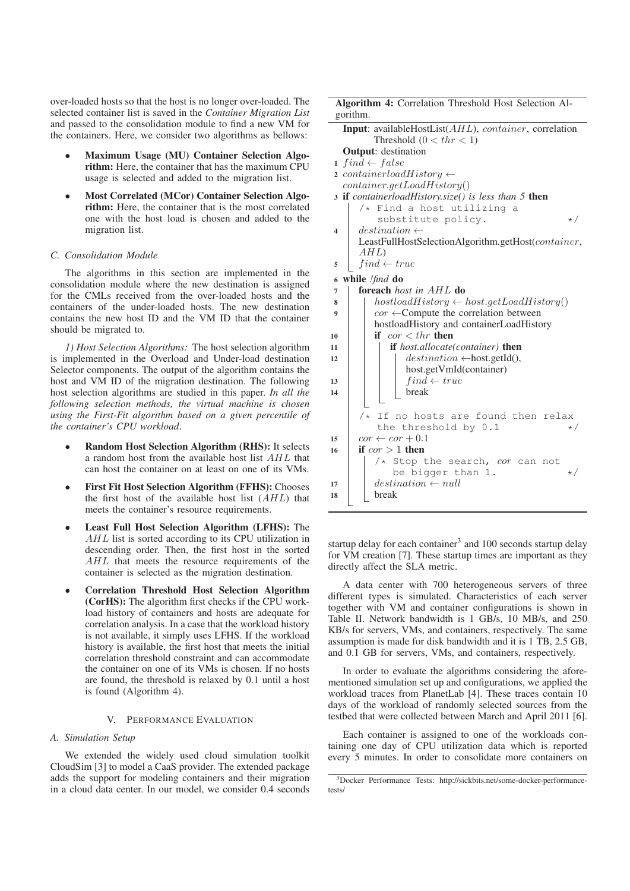over-loaded hosts so that the host is no longer over-loaded. The selected container list is saved in the *Container Migration List* and passed to the consolidation module to find a new VM for the containers. Here, we consider two algorithms as bellows:

- **Maximum Usage (MU) Container Selection Algorithm:** Here, the container that has the maximum CPU usage is selected and added to the migration list.
- **Most Correlated (MCor) Container Selection Algorithm:** Here, the container that is the most correlated one with the host load is chosen and added to the migration list.

### C. Consolidation Module

The algorithms in this section are implemented in the consolidation module where the new destination is assigned for the CMLs received from the over-loaded hosts and the containers of the under-loaded hosts. The new destination contains the new host ID and the VM ID that the container should be migrated to.

*1) Host Selection Algorithms:* The host selection algorithm is implemented in the Overload and Under-load destination Selector components. The output of the algorithm contains the host and VM ID of the migration destination. The following host selection algorithms are studied in this paper. *In all the following selection methods, the virtual machine is chosen using the First-Fit algorithm based on a given percentile of the container's CPU workload.*

- **Random Host Selection Algorithm (RHS):** It selects a random host from the available host list $AHL$ that can host the container on at least on one of its VMs.
- **First Fit Host Selection Algorithm (FFHS):** Chooses the first host of the available host list ($AHL$) that meets the container's resource requirements.
- **Least Full Host Selection Algorithm (LFHS):** The $AHL$ list is sorted according to its CPU utilization in descending order. Then, the first host in the sorted $AHL$ that meets the resource requirements of the container is selected as the migration destination.
- **Correlation Threshold Host Selection Algorithm (CorHS):** The algorithm first checks if the CPU workload history of containers and hosts are adequate for correlation analysis. In a case that the workload history is not available, it simply uses LFHS. If the workload history is available, the first host that meets the initial correlation threshold constraint and can accommodate the container on one of its VMs is chosen. If no hosts are found, the threshold is relaxed by 0.1 until a host is found (Algorithm 4).

**Algorithm 4:** Correlation Threshold Host Selection Algorithm.

**Input**: availableHostList($AHL$), $container$, correlation Threshold ($0 < thr < 1$)
**Output**: destination

```
1  find ← false
2  containerloadHistory ← container.getLoadHistory()
3  if containerloadHistory.size() is less than 5 then
       /* Find a host utilizing a substitute policy. */
4      destination ← LeastFullHostSelectionAlgorithm.getHost(container, AHL)
5      find ← true
6  while !find do
7      foreach host in AHL do
8          hostloadHistory ← host.getLoadHistory()
9          cor ← Compute the correlation between hostloadHistory and containerLoadHistory
10         if cor < thr then
11             if host.allocate(container) then
12                 destination ← host.getId(), host.getVmId(container)
13                 find ← true
14                 break
       /* If no hosts are found then relax the threshold by 0.1 */
15     cor ← cor + 0.1
16     if cor > 1 then
           /* Stop the search, cor can not be bigger than 1. */
17         destination ← null
18         break
```

## V. Performance Evaluation

### A. Simulation Setup

We extended the widely used cloud simulation toolkit CloudSim [3] to model a CaaS provider. The extended package adds the support for modeling containers and their migration in a cloud data center. In our model, we consider 0.4 seconds startup delay for each container[3] and 100 seconds startup delay for VM creation [7]. These startup times are important as they directly affect the SLA metric.

A data center with 700 heterogeneous servers of three different types is simulated. Characteristics of each server together with VM and container configurations is shown in Table II. Network bandwidth is 1 GB/s, 10 MB/s, and 250 KB/s for servers, VMs, and containers, respectively. The same assumption is made for disk bandwidth and it is 1 TB, 2.5 GB, and 0.1 GB for servers, VMs, and containers, respectively.

In order to evaluate the algorithms considering the aforementioned simulation set up and configurations, we applied the workload traces from PlanetLab [4]. These traces contain 10 days of the workload of randomly selected sources from the testbed that were collected between March and April 2011 [6].

Each container is assigned to one of the workloads containing one day of CPU utilization data which is reported every 5 minutes. In order to consolidate more containers on

[3] Docker Performance Tests: http://sickbits.net/some-docker-performance-tests/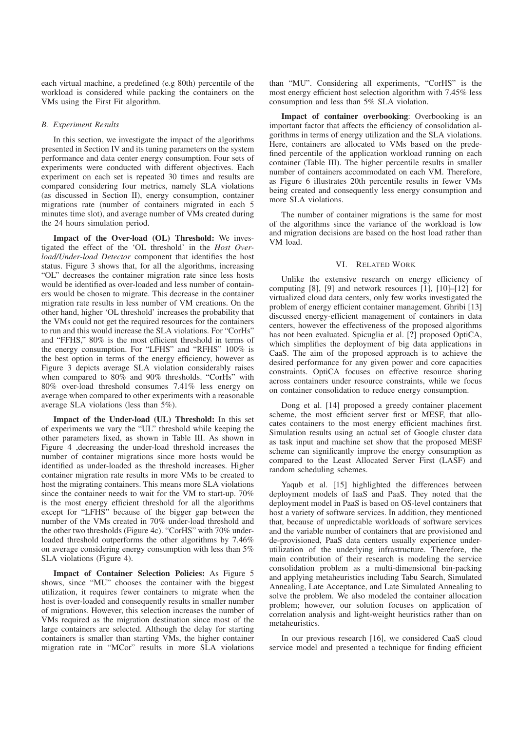each virtual machine, a predefined (e.g 80th) percentile of the workload is considered while packing the containers on the VMs using the First Fit algorithm.

### *B. Experiment Results*

In this section, we investigate the impact of the algorithms presented in Section IV and its tuning parameters on the system performance and data center energy consumption. Four sets of experiments were conducted with different objectives. Each experiment on each set is repeated 30 times and results are compared considering four metrics, namely SLA violations (as discussed in Section II), energy consumption, container migrations rate (number of containers migrated in each 5 minutes time slot), and average number of VMs created during the 24 hours simulation period.

**Impact of the Over-load (OL) Threshold:** We investigated the effect of the 'OL threshold' in the *Host Overload/Under-load Detector* component that identifies the host status. Figure 3 shows that, for all the algorithms, increasing "OL" decreases the container migration rate since less hosts would be identified as over-loaded and less number of containers would be chosen to migrate. This decrease in the container migration rate results in less number of VM creations. On the other hand, higher 'OL threshold' increases the probability that the VMs could not get the required resources for the containers to run and this would increase the SLA violations. For "CorHs" and "FFHS," 80% is the most efficient threshold in terms of the energy consumption. For "LFHS" and "RFHS" 100% is the best option in terms of the energy efficiency, however as Figure 3 depicts average SLA violation considerably raises when compared to 80% and 90% thresholds. "CorHs" with 80% over-load threshold consumes 7.41% less energy on average when compared to other experiments with a reasonable average SLA violations (less than 5%).

**Impact of the Under-load (UL) Threshold:** In this set of experiments we vary the "UL" threshold while keeping the other parameters fixed, as shown in Table III. As shown in Figure 4 ,decreasing the under-load threshold increases the number of container migrations since more hosts would be identified as under-loaded as the threshold increases. Higher container migration rate results in more VMs to be created to host the migrating containers. This means more SLA violations since the container needs to wait for the VM to start-up. 70% is the most energy efficient threshold for all the algorithms except for "LFHS" because of the bigger gap between the number of the VMs created in 70% under-load threshold and the other two thresholds (Figure 4c). "CorHS" with 70% under-loaded threshold outperforms the other algorithms by 7.46% on average considering energy consumption with less than 5% SLA violations (Figure 4).

**Impact of Container Selection Policies:** As Figure 5 shows, since "MU" chooses the container with the biggest utilization, it requires fewer containers to migrate when the host is over-loaded and consequently results in smaller number of migrations. However, this selection increases the number of VMs required as the migration destination since most of the large containers are selected. Although the delay for starting containers is smaller than starting VMs, the higher container migration rate in "MCor" results in more SLA violations than "MU". Considering all experiments, "CorHS" is the most energy efficient host selection algorithm with 7.45% less consumption and less than 5% SLA violation.

**Impact of container overbooking**: Overbooking is an important factor that affects the efficiency of consolidation algorithms in terms of energy utilization and the SLA violations. Here, containers are allocated to VMs based on the predefined percentile of the application workload running on each container (Table III). The higher percentile results in smaller number of containers accommodated on each VM. Therefore, as Figure 6 illustrates 20th percentile results in fewer VMs being created and consequently less energy consumption and more SLA violations.

The number of container migrations is the same for most of the algorithms since the variance of the workload is low and migration decisions are based on the host load rather than VM load.

## VI. Related Work

Unlike the extensive research on energy efficiency of computing [8], [9] and network resources [1], [10]–[12] for virtualized cloud data centers, only few works investigated the problem of energy efficient container management. Ghribi [13] discussed energy-efficient management of containers in data centers, however the effectiveness of the proposed algorithms has not been evaluated. Spicuglia et al. [**?**] proposed OptiCA, which simplifies the deployment of big data applications in CaaS. The aim of the proposed approach is to achieve the desired performance for any given power and core capacities constraints. OptiCA focuses on effective resource sharing across containers under resource constraints, while we focus on container consolidation to reduce energy consumption.

Dong et al. [14] proposed a greedy container placement scheme, the most efficient server first or MESF, that allocates containers to the most energy efficient machines first. Simulation results using an actual set of Google cluster data as task input and machine set show that the proposed MESF scheme can significantly improve the energy consumption as compared to the Least Allocated Server First (LASF) and random scheduling schemes.

Yaqub et al. [15] highlighted the differences between deployment models of IaaS and PaaS. They noted that the deployment model in PaaS is based on OS-level containers that host a variety of software services. In addition, they mentioned that, because of unpredictable workloads of software services and the variable number of containers that are provisioned and de-provisioned, PaaS data centers usually experience underutilization of the underlying infrastructure. Therefore, the main contribution of their research is modeling the service consolidation problem as a multi-dimensional bin-packing and applying metaheuristics including Tabu Search, Simulated Annealing, Late Acceptance, and Late Simulated Annealing to solve the problem. We also modeled the container allocation problem; however, our solution focuses on application of correlation analysis and light-weight heuristics rather than on metaheuristics.

In our previous research [16], we considered CaaS cloud service model and presented a technique for finding efficient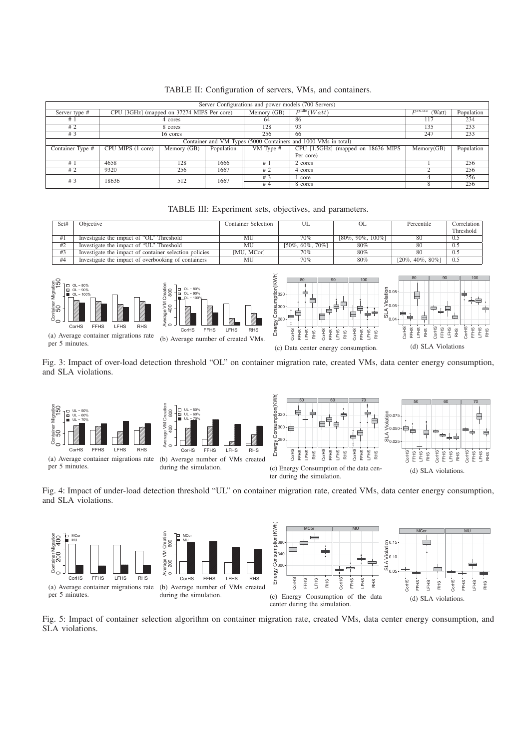TABLE II: Configuration of servers, VMs, and containers.

| Server Configurations and power models (700 Servers) | | | | | | | |
|---|---|---|---|---|---|---|---|
| Server type # | CPU [3GHz] (mapped on 37274 MIPS Per core) | | | Memory (GB) | $P^{idle}(Watt)$ | $P^{max}$ (Watt) | Population |
| # 1 | 4 cores | | | 64 | 86 | 117 | 234 |
| # 2 | 8 cores | | | 128 | 93 | 135 | 233 |
| # 3 | 16 cores | | | 256 | 66 | 247 | 233 |
| Container and VM Types (5000 Containers and 1000 VMs in total) | | | | | | | |
| Container Type # | CPU MIPS (1 core) | Memory (GB) | Population | VM Type # | CPU [1.5GHz] (mapped on 18636 MIPS Per core) | Memory(GB) | Population |
| # 1 | 4658 | 128 | 1666 | # 1 | 2 cores | 1 | 256 |
| # 2 | 9320 | 256 | 1667 | # 2 | 4 cores | 2 | 256 |
| # 3 | 18636 | 512 | 1667 | # 3 | 1 core | 4 | 256 |
| | | | | # 4 | 8 cores | 8 | 256 |

TABLE III: Experiment sets, objectives, and parameters.

| Set# | Objective | Container Selection | UL | OL | Percentile | Correlation Threshold |
|---|---|---|---|---|---|---|
| #1 | Investigate the impact of "OL" Threshold | MU | 70% | [80%, 90%, 100%] | 80 | 0.5 |
| #2 | Investigate the impact of "UL" Threshold | MU | [50%, 60%, 70%] | 80% | 80 | 0.5 |
| #3 | Investigate the impact of container selection policies | [MU, MCor] | 70% | 80% | 80 | 0.5 |
| #4 | Investigate the impact of overbooking of containers | MU | 70% | 80% | [20%, 40%, 80%] | 0.5 |

(a) Average container migrations rate per 5 minutes.
(b) Average number of created VMs.
(c) Data center energy consumption.
(d) SLA Violations

Fig. 3: Impact of over-load detection threshold "OL" on container migration rate, created VMs, data center energy consumption, and SLA violations.

(a) Average container migrations rate per 5 minutes.
(b) Average number of VMs created during the simulation.
(c) Energy Consumption of the data center during the simulation.
(d) SLA violations.

Fig. 4: Impact of under-load detection threshold "UL" on container migration rate, created VMs, data center energy consumption, and SLA violations.

(a) Average container migrations rate per 5 minutes.
(b) Average number of VMs created during the simulation.
(c) Energy Consumption of the data center during the simulation.
(d) SLA violations.

Fig. 5: Impact of container selection algorithm on container migration rate, created VMs, data center energy consumption, and SLA violations.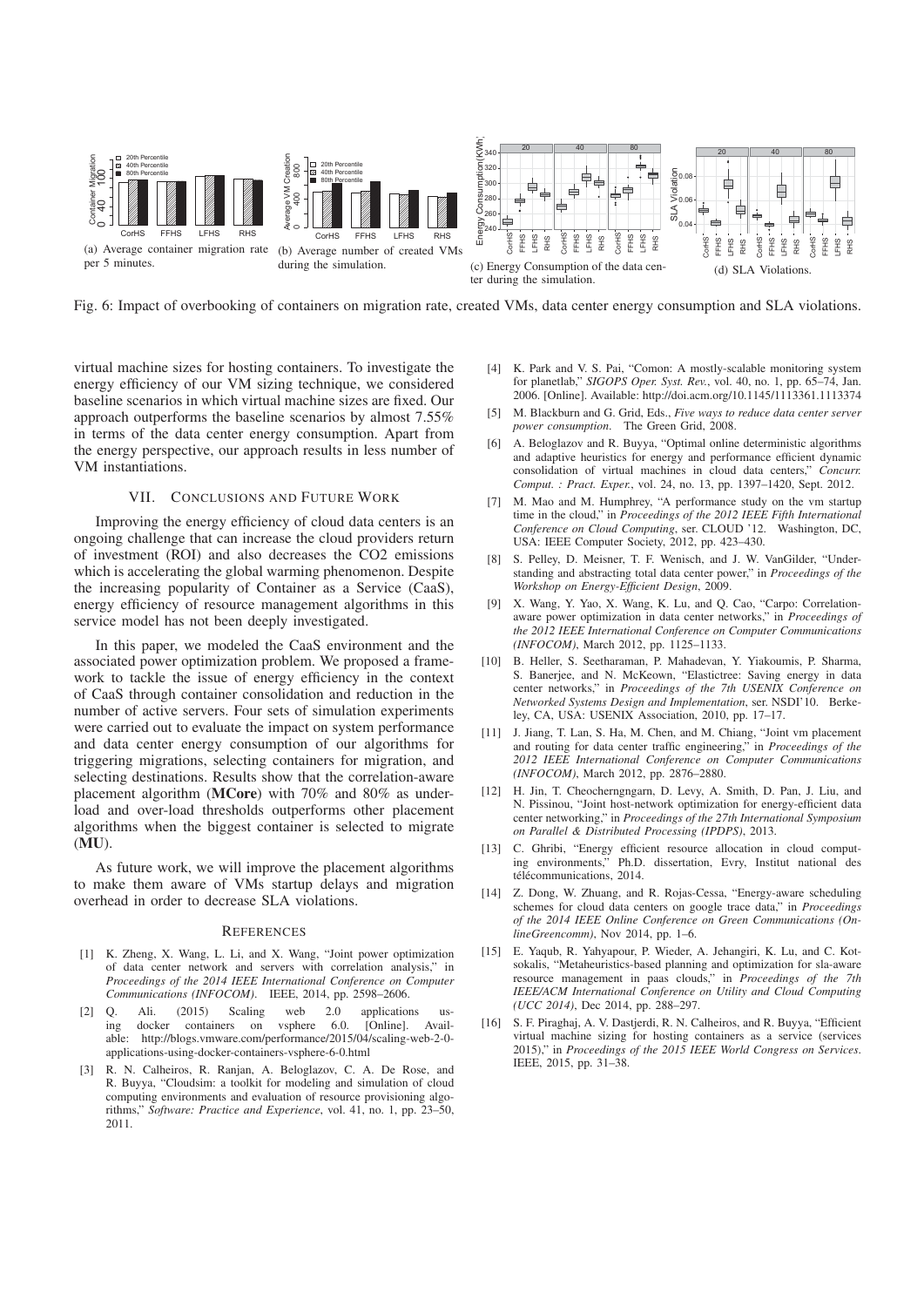20th Percentile
40th Percentile
80th Percentile

Container Migration

0 40 100

CorHS FFHS LFHS RHS

(a) Average container migration rate per 5 minutes.

Average VM Creation

0 400 800

20th Percentile
40th Percentile
80th Percentile

CorHS FFHS LFHS RHS

(b) Average number of created VMs during the simulation.

Energy Consumption(KWh)

20 40 80

240 260 280 300 320 340

CorHS FFHS LFHS RHS CorHS FFHS LFHS RHS CorHS FFHS LFHS RHS

(c) Energy Consumption of the data center during the simulation.

SLA Violation

20 40 80

0.04 0.06 0.08

CorHS FFHS LFHS RHS CorHS FFHS LFHS RHS CorHS FFHS LFHS RHS

(d) SLA Violations.

Fig. 6: Impact of overbooking of containers on migration rate, created VMs, data center energy consumption and SLA violations.

virtual machine sizes for hosting containers. To investigate the energy efficiency of our VM sizing technique, we considered baseline scenarios in which virtual machine sizes are fixed. Our approach outperforms the baseline scenarios by almost 7.55% in terms of the data center energy consumption. Apart from the energy perspective, our approach results in less number of VM instantiations.

## VII. Conclusions and Future Work

Improving the energy efficiency of cloud data centers is an ongoing challenge that can increase the cloud providers return of investment (ROI) and also decreases the CO2 emissions which is accelerating the global warming phenomenon. Despite the increasing popularity of Container as a Service (CaaS), energy efficiency of resource management algorithms in this service model has not been deeply investigated.

In this paper, we modeled the CaaS environment and the associated power optimization problem. We proposed a framework to tackle the issue of energy efficiency in the context of CaaS through container consolidation and reduction in the number of active servers. Four sets of simulation experiments were carried out to evaluate the impact on system performance and data center energy consumption of our algorithms for triggering migrations, selecting containers for migration, and selecting destinations. Results show that the correlation-aware placement algorithm (**MCore**) with 70% and 80% as underload and over-load thresholds outperforms other placement algorithms when the biggest container is selected to migrate (**MU**).

As future work, we will improve the placement algorithms to make them aware of VMs startup delays and migration overhead in order to decrease SLA violations.

## References

[1] K. Zheng, X. Wang, L. Li, and X. Wang, "Joint power optimization of data center network and servers with correlation analysis," in *Proceedings of the 2014 IEEE International Conference on Computer Communications (INFOCOM)*. IEEE, 2014, pp. 2598–2606.

[2] Q. Ali. (2015) Scaling web 2.0 applications using docker containers on vsphere 6.0. [Online]. Available: http://blogs.vmware.com/performance/2015/04/scaling-web-2-0-applications-using-docker-containers-vsphere-6-0.html

[3] R. N. Calheiros, R. Ranjan, A. Beloglazov, C. A. De Rose, and R. Buyya, "Cloudsim: a toolkit for modeling and simulation of cloud computing environments and evaluation of resource provisioning algorithms," *Software: Practice and Experience*, vol. 41, no. 1, pp. 23–50, 2011.

[4] K. Park and V. S. Pai, "Comon: A mostly-scalable monitoring system for planetlab," *SIGOPS Oper. Syst. Rev.*, vol. 40, no. 1, pp. 65–74, Jan. 2006. [Online]. Available: http://doi.acm.org/10.1145/1113361.1113374

[5] M. Blackburn and G. Grid, Eds., *Five ways to reduce data center server power consumption*. The Green Grid, 2008.

[6] A. Beloglazov and R. Buyya, "Optimal online deterministic algorithms and adaptive heuristics for energy and performance efficient dynamic consolidation of virtual machines in cloud data centers," *Concurr. Comput. : Pract. Exper.*, vol. 24, no. 13, pp. 1397–1420, Sept. 2012.

[7] M. Mao and M. Humphrey, "A performance study on the vm startup time in the cloud," in *Proceedings of the 2012 IEEE Fifth International Conference on Cloud Computing*, ser. CLOUD '12. Washington, DC, USA: IEEE Computer Society, 2012, pp. 423–430.

[8] S. Pelley, D. Meisner, T. F. Wenisch, and J. W. VanGilder, "Understanding and abstracting total data center power," in *Proceedings of the Workshop on Energy-Efficient Design*, 2009.

[9] X. Wang, Y. Yao, X. Wang, K. Lu, and Q. Cao, "Carpo: Correlation-aware power optimization in data center networks," in *Proceedings of the 2012 IEEE International Conference on Computer Communications (INFOCOM)*, March 2012, pp. 1125–1133.

[10] B. Heller, S. Seetharaman, P. Mahadevan, Y. Yiakoumis, P. Sharma, S. Banerjee, and N. McKeown, "Elastictree: Saving energy in data center networks," in *Proceedings of the 7th USENIX Conference on Networked Systems Design and Implementation*, ser. NSDI'10. Berkeley, CA, USA: USENIX Association, 2010, pp. 17–17.

[11] J. Jiang, T. Lan, S. Ha, M. Chen, and M. Chiang, "Joint vm placement and routing for data center traffic engineering," in *Proceedings of the 2012 IEEE International Conference on Computer Communications (INFOCOM)*, March 2012, pp. 2876–2880.

[12] H. Jin, T. Cheocherngngarn, D. Levy, A. Smith, D. Pan, J. Liu, and N. Pissinou, "Joint host-network optimization for energy-efficient data center networking," in *Proceedings of the 27th International Symposium on Parallel & Distributed Processing (IPDPS)*, 2013.

[13] C. Ghribi, "Energy efficient resource allocation in cloud computing environments," Ph.D. dissertation, Evry, Institut national des télécommunications, 2014.

[14] Z. Dong, W. Zhuang, and R. Rojas-Cessa, "Energy-aware scheduling schemes for cloud data centers on google trace data," in *Proceedings of the 2014 IEEE Online Conference on Green Communications (OnlineGreencomm)*, Nov 2014, pp. 1–6.

[15] E. Yaqub, R. Yahyapour, P. Wieder, A. Jehangiri, K. Lu, and C. Kotsokalis, "Metaheuristics-based planning and optimization for sla-aware resource management in paas clouds," in *Proceedings of the 7th IEEE/ACM International Conference on Utility and Cloud Computing (UCC 2014)*, Dec 2014, pp. 288–297.

[16] S. F. Piraghaj, A. V. Dastjerdi, R. N. Calheiros, and R. Buyya, "Efficient virtual machine sizing for hosting containers as a service (services 2015)," in *Proceedings of the 2015 IEEE World Congress on Services*. IEEE, 2015, pp. 31–38.